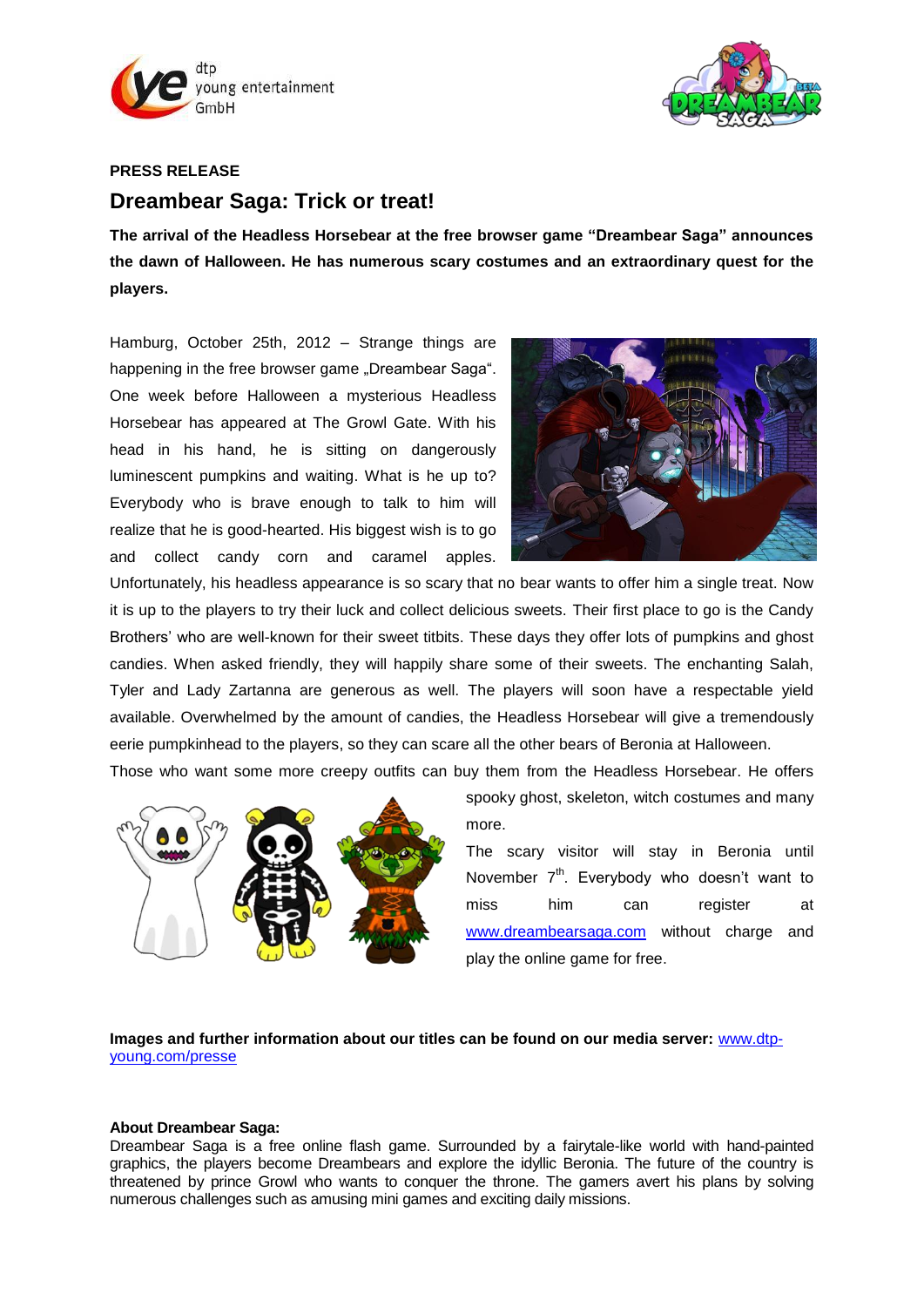**PRESS RELEASE**

# Dreambear Saga: Trick or treat!

**The arrival of the Headless Horsebear at the free browser game "Dreambear Saga" announces the dawn of Halloween. He has numerous scary costumes and an extraordinary quest for the players.**

Hamburg, October 25th, 2012 – Strange things are happening in the free browser game „Dreambear Saga". One week before Halloween a mysterious Headless Horsebear has appeared at The Growl Gate. With his head in his hand, he is sitting on dangerously luminescent pumpkins and waiting. What is he up to? Everybody who is brave enough to talk to him will realize that he is good-hearted. His biggest wish is to go and collect candy corn and caramel apples. Unfortunately, his headless appearance is so scary that no bear wants to offer him a single treat. Now it is up to the players to try their luck and collect delicious sweets. Their first place to go is the Candy Brothers' who are well-known for their sweet titbits. These days they offer lots of pumpkins and ghost candies. When asked friendly, they will happily share some of their sweets. The enchanting Salah, Tyler and Lady Zartanna are generous as well. The players will soon have a respectable yield available. Overwhelmed by the amount of candies, the Headless Horsebear will give a tremendously eerie pumpkinhead to the players, so they can scare all the other bears of Beronia at Halloween.

Those who want some more creepy outfits can buy them from the Headless Horsebear. He offers spooky ghost, skeleton, witch costumes and many more.

The scary visitor will stay in Beronia until November 7th. Everybody who doesn't want to miss him can register at www.dreambearsaga.com without charge and play the online game for free.

**Images and further information about our titles can be found on our media server:** www.dtp-young.com/presse

**About Dreambear Saga:**
Dreambear Saga is a free online flash game. Surrounded by a fairytale-like world with hand-painted graphics, the players become Dreambears and explore the idyllic Beronia. The future of the country is threatened by prince Growl who wants to conquer the throne. The gamers avert his plans by solving numerous challenges such as amusing mini games and exciting daily missions.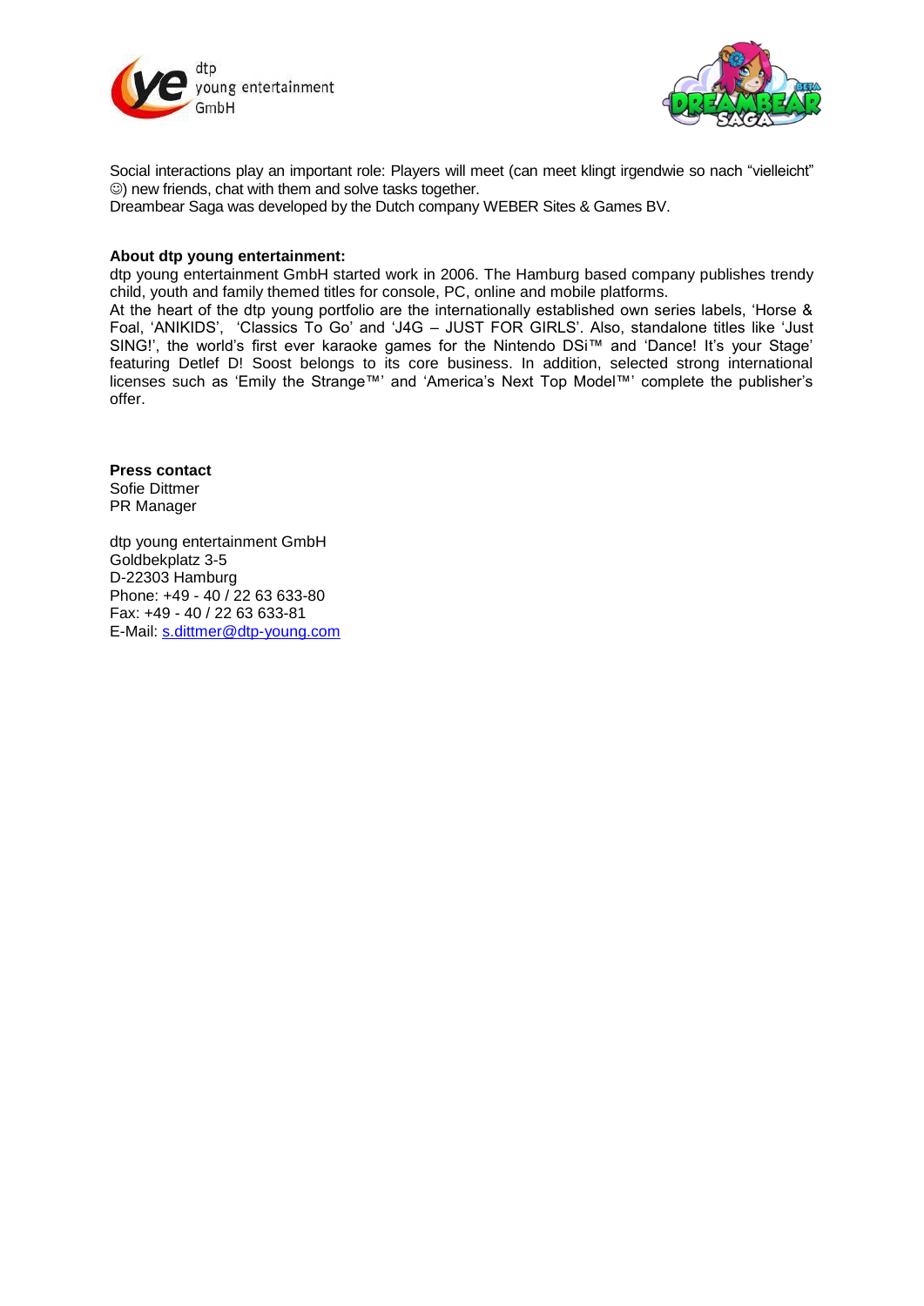Social interactions play an important role: Players will meet (can meet klingt irgendwie so nach “vielleicht” ☺) new friends, chat with them and solve tasks together.
Dreambear Saga was developed by the Dutch company WEBER Sites & Games BV.

**About dtp young entertainment:**
dtp young entertainment GmbH started work in 2006. The Hamburg based company publishes trendy child, youth and family themed titles for console, PC, online and mobile platforms.
At the heart of the dtp young portfolio are the internationally established own series labels, ‘Horse & Foal, ‘ANIKIDS’, ‘Classics To Go’ and ‘J4G – JUST FOR GIRLS’. Also, standalone titles like ‘Just SING!’, the world’s first ever karaoke games for the Nintendo DSi™ and ‘Dance! It’s your Stage’ featuring Detlef D! Soost belongs to its core business. In addition, selected strong international licenses such as ‘Emily the Strange™’ and ‘America’s Next Top Model™’ complete the publisher’s offer.

**Press contact**
Sofie Dittmer
PR Manager

dtp young entertainment GmbH
Goldbekplatz 3-5
D-22303 Hamburg
Phone: +49 - 40 / 22 63 633-80
Fax: +49 - 40 / 22 63 633-81
E-Mail: s.dittmer@dtp-young.com